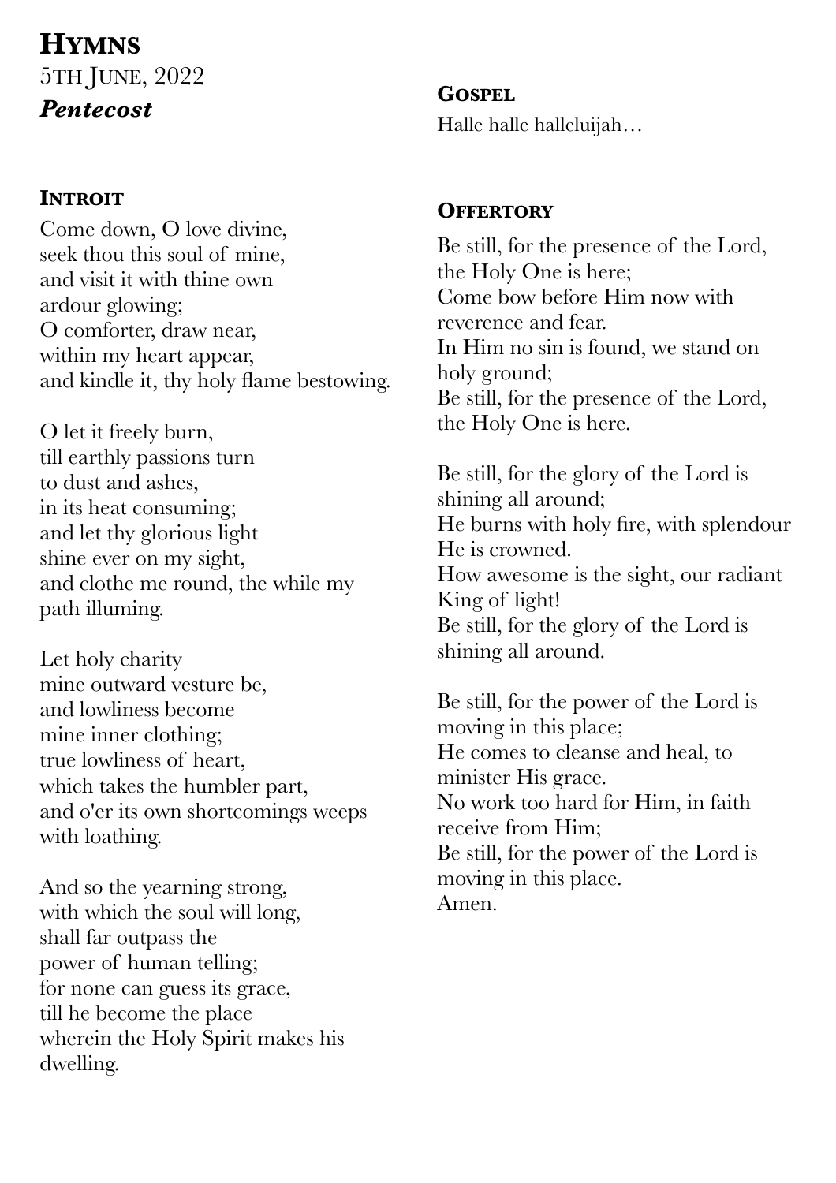# Hymns

5th June, 2022

***Pentecost***

## Introit

Come down, O love divine,
seek thou this soul of mine,
and visit it with thine own
ardour glowing;
O comforter, draw near,
within my heart appear,
and kindle it, thy holy flame bestowing.

O let it freely burn,
till earthly passions turn
to dust and ashes,
in its heat consuming;
and let thy glorious light
shine ever on my sight,
and clothe me round, the while my
path illuming.

Let holy charity
mine outward vesture be,
and lowliness become
mine inner clothing;
true lowliness of heart,
which takes the humbler part,
and o'er its own shortcomings weeps
with loathing.

And so the yearning strong,
with which the soul will long,
shall far outpass the
power of human telling;
for none can guess its grace,
till he become the place
wherein the Holy Spirit makes his
dwelling.

## Gospel

Halle halle halleluijah…

## Offertory

Be still, for the presence of the Lord,
the Holy One is here;
Come bow before Him now with
reverence and fear.
In Him no sin is found, we stand on
holy ground;
Be still, for the presence of the Lord,
the Holy One is here.

Be still, for the glory of the Lord is
shining all around;
He burns with holy fire, with splendour
He is crowned.
How awesome is the sight, our radiant
King of light!
Be still, for the glory of the Lord is
shining all around.

Be still, for the power of the Lord is
moving in this place;
He comes to cleanse and heal, to
minister His grace.
No work too hard for Him, in faith
receive from Him;
Be still, for the power of the Lord is
moving in this place.
Amen.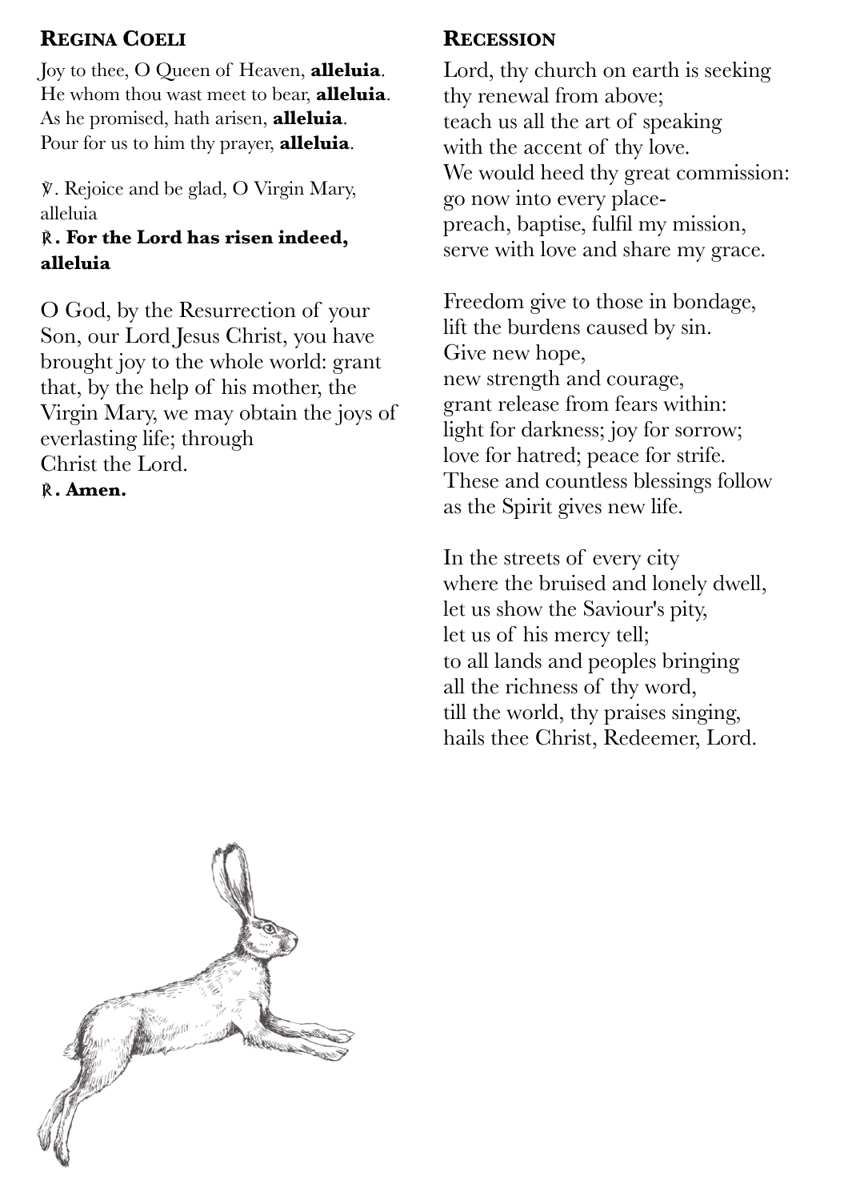## Regina Coeli

Joy to thee, O Queen of Heaven, **alleluia**.
He whom thou wast meet to bear, **alleluia**.
As he promised, hath arisen, **alleluia**.
Pour for us to him thy prayer, **alleluia**.

℣. Rejoice and be glad, O Virgin Mary, alleluia
**℟. For the Lord has risen indeed, alleluia**

O God, by the Resurrection of your Son, our Lord Jesus Christ, you have brought joy to the whole world: grant that, by the help of his mother, the Virgin Mary, we may obtain the joys of everlasting life; through Christ the Lord.
**℟. Amen.**

## Recession

Lord, thy church on earth is seeking
thy renewal from above;
teach us all the art of speaking
with the accent of thy love.
We would heed thy great commission:
go now into every place-
preach, baptise, fulfil my mission,
serve with love and share my grace.

Freedom give to those in bondage,
lift the burdens caused by sin.
Give new hope,
new strength and courage,
grant release from fears within:
light for darkness; joy for sorrow;
love for hatred; peace for strife.
These and countless blessings follow
as the Spirit gives new life.

In the streets of every city
where the bruised and lonely dwell,
let us show the Saviour's pity,
let us of his mercy tell;
to all lands and peoples bringing
all the richness of thy word,
till the world, thy praises singing,
hails thee Christ, Redeemer, Lord.